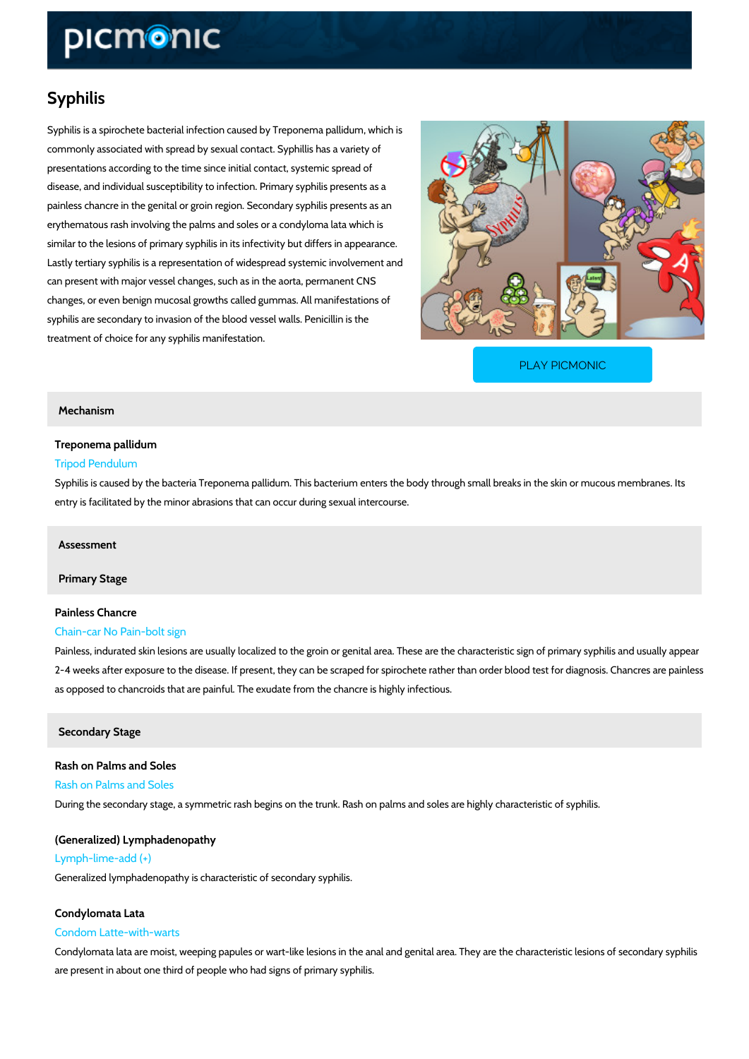# Syphilis

Syphilis is a spirochete bacterial infection caused by Treponema pallidum, which is commonly associated with spread by sexual contact. Syphillis has a variety of presentations according to the time since initial contact, systemic spread of disease, and individual susceptibility to infection. Primary syphilis presents as a painless chancre in the genital or groin region. Secondary syphilis presents as an erythematous rash involving the palms and soles or a condyloma lata which is similar to the lesions of primary syphilis in its infectivity but differs in appearance. Lastly tertiary syphilis is a representation of widespread systemic involvement and can present with major vessel changes, such as in the aorta, permanent CNS changes, or even benign mucosal growths called gummas. All manifestations of syphilis are secondary to invasion of the blood vessel walls. Penicillin is the treatment of choice for any syphilis manifestation.

PLAY PICMONIC

## Mechanism

### Treponema pallidum

Tripod Pendulum

Syphilis is caused by the bacteria Treponema pallidum. This bacterium enters the body through small breaks in the skin or mucous membranes. Its entry is facilitated by the minor abrasions that can occur during sexual intercourse.

## Assessment

## Primary Stage

### Painless Chancre

Chain-car No Pain-bolt sign

Painless, indurated skin lesions are usually localized to the groin or genital area. These are the characteristic sign of primary syphilis and usually appear 2-4 weeks after exposure to the disease. If present, they can be scraped for spirochete rather than order blood test for diagnosis. Chancres are painless as opposed to chancroids that are painful. The exudate from the chancre is highly infectious.

## Secondary Stage

### Rash on Palms and Soles

Rash on Palms and Soles

During the secondary stage, a symmetric rash begins on the trunk. Rash on palms and soles are highly characteristic of syphilis.

### (Generalized) Lymphadenopathy

Lymph-lime-add (+)

Generalized lymphadenopathy is characteristic of secondary syphilis.

### Condylomata Lata

Condom Latte-with-warts

Condylomata lata are moist, weeping papules or wart-like lesions in the anal and genital area. They are the characteristic lesions of secondary syphilis are present in about one third of people who had signs of primary syphilis.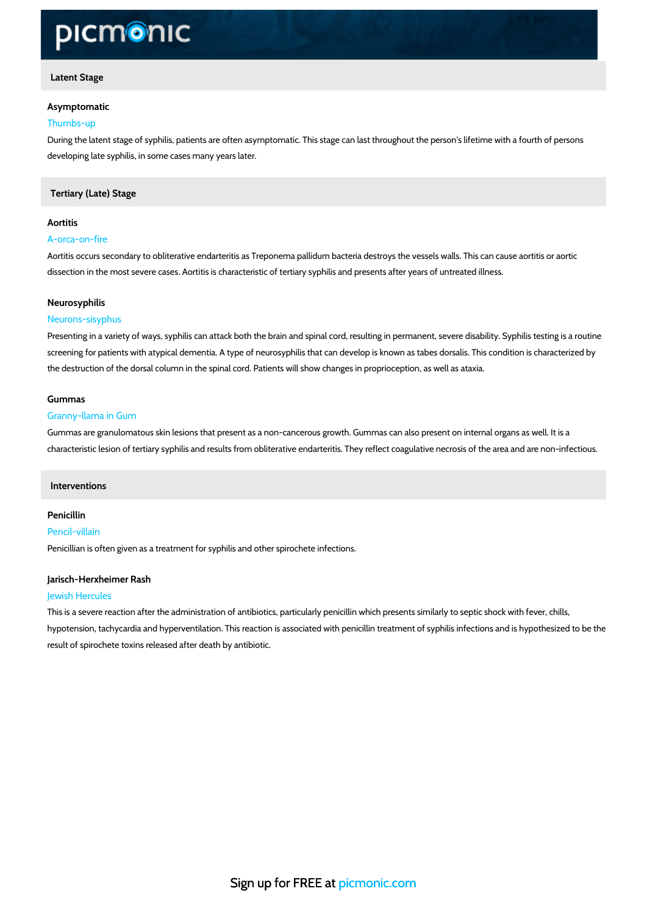## Latent Stage

### Asymptomatic

Thumbs-up

During the latent stage of syphilis, patients are often asymptomatic. This stage can last throughout the person's lifetime with a fourth of persons developing late syphilis, in some cases many years later.

## Tertiary (Late) Stage

### Aortitis

A-orca-on-fire

Aortitis occurs secondary to obliterative endarteritis as Treponema pallidum bacteria destroys the vessels walls. This can cause aortitis or aortic dissection in the most severe cases. Aortitis is characteristic of tertiary syphilis and presents after years of untreated illness.

### Neurosyphilis

Neurons-sisyphus

Presenting in a variety of ways, syphilis can attack both the brain and spinal cord, resulting in permanent, severe disability. Syphilis testing is a routine screening for patients with atypical dementia. A type of neurosyphilis that can develop is known as tabes dorsalis. This condition is characterized by the destruction of the dorsal column in the spinal cord. Patients will show changes in proprioception, as well as ataxia.

### Gummas

Granny-llama in Gum

Gummas are granulomatous skin lesions that present as a non-cancerous growth. Gummas can also present on internal organs as well. It is a characteristic lesion of tertiary syphilis and results from obliterative endarteritis. They reflect coagulative necrosis of the area and are non-infectious.

## Interventions

### Penicillin

Pencil-villain

Penicillian is often given as a treatment for syphilis and other spirochete infections.

### Jarisch-Herxheimer Rash

Jewish Hercules

This is a severe reaction after the administration of antibiotics, particularly penicillin which presents similarly to septic shock with fever, chills, hypotension, tachycardia and hyperventilation. This reaction is associated with penicillin treatment of syphilis infections and is hypothesized to be the result of spirochete toxins released after death by antibiotic.